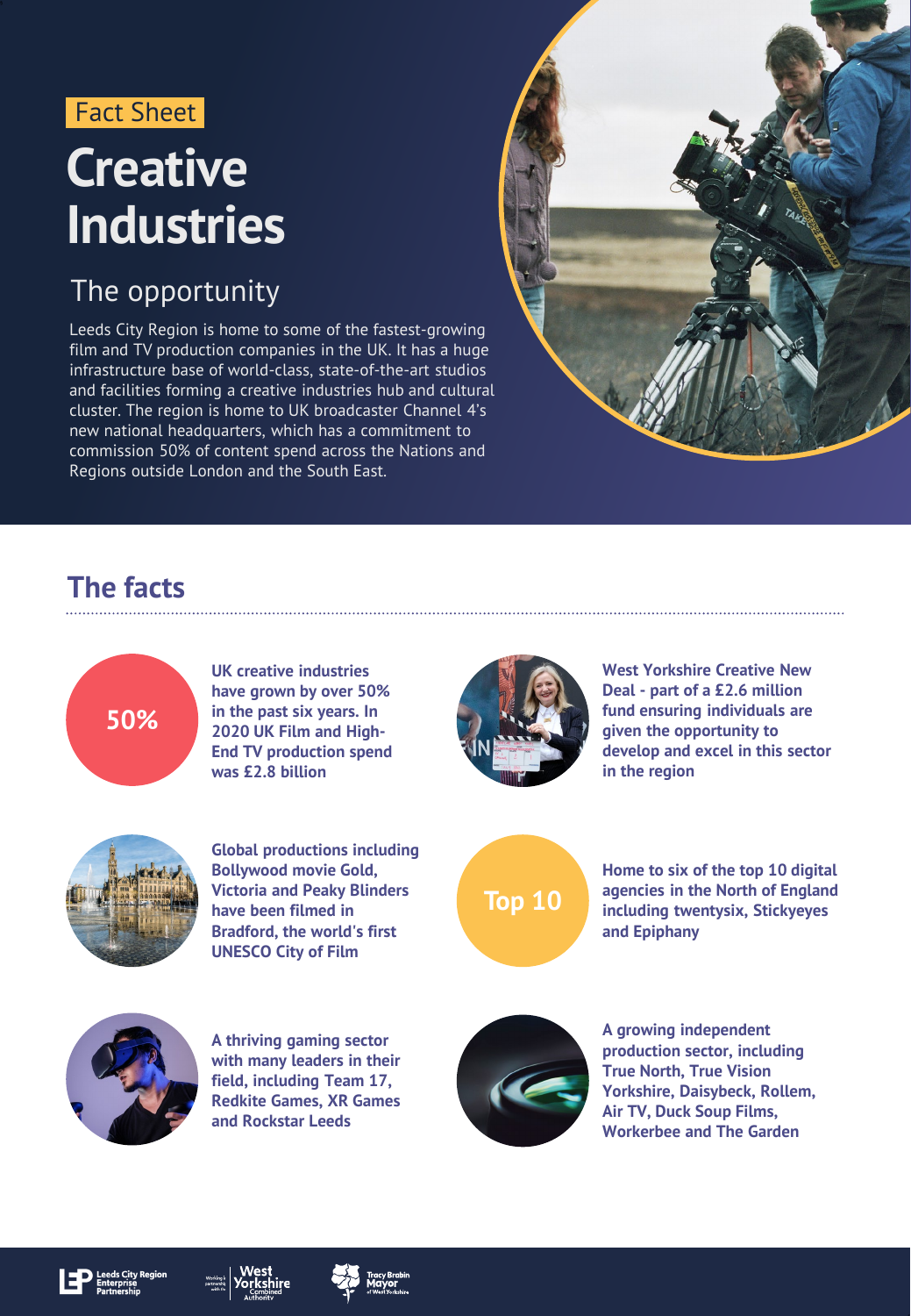Fact Sheet

# Creative Industries

## The opportunity

Leeds City Region is home to some of the fastest-growing film and TV production companies in the UK. It has a huge infrastructure base of world-class, state-of-the-art studios and facilities forming a creative industries hub and cultural cluster. The region is home to UK broadcaster Channel 4's new national headquarters, which has a commitment to commission 50% of content spend across the Nations and Regions outside London and the South East.

## The facts

**50%**

**UK creative industries have grown by over 50% in the past six years. In 2020 UK Film and High-End TV production spend was £2.8 billion**

**West Yorkshire Creative New Deal - part of a £2.6 million fund ensuring individuals are given the opportunity to develop and excel in this sector in the region**

**Global productions including Bollywood movie Gold, Victoria and Peaky Blinders have been filmed in Bradford, the world's first UNESCO City of Film**

**Top 10**

**Home to six of the top 10 digital agencies in the North of England including twentysix, Stickyeyes and Epiphany**

**A thriving gaming sector with many leaders in their field, including Team 17, Redkite Games, XR Games and Rockstar Leeds**

**A growing independent production sector, including True North, True Vision Yorkshire, Daisybeck, Rollem, Air TV, Duck Soup Films, Workerbee and The Garden**

Leeds City Region Enterprise Partnership | Working in partnership with the West Yorkshire Combined Authority | Tracy Brabin Mayor of West Yorkshire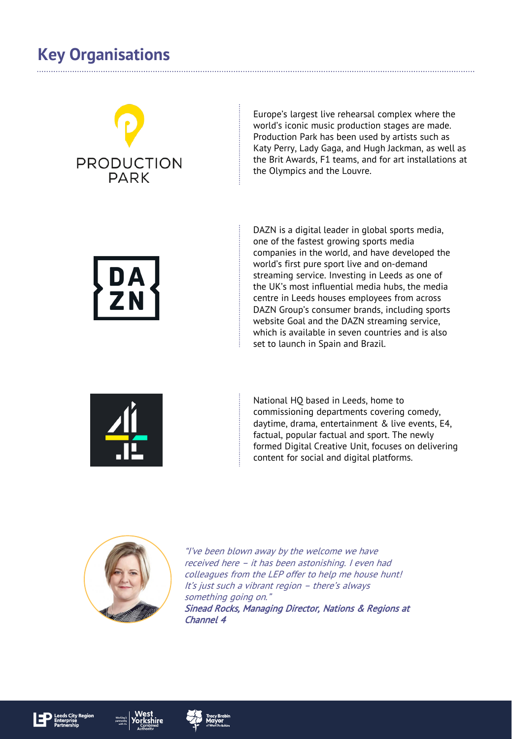## Key Organisations

PRODUCTION PARK

Europe's largest live rehearsal complex where the world's iconic music production stages are made. Production Park has been used by artists such as Katy Perry, Lady Gaga, and Hugh Jackman, as well as the Brit Awards, F1 teams, and for art installations at the Olympics and the Louvre.

DAZN

DAZN is a digital leader in global sports media, one of the fastest growing sports media companies in the world, and have developed the world's first pure sport live and on-demand streaming service. Investing in Leeds as one of the UK's most influential media hubs, the media centre in Leeds houses employees from across DAZN Group's consumer brands, including sports website Goal and the DAZN streaming service, which is available in seven countries and is also set to launch in Spain and Brazil.

National HQ based in Leeds, home to commissioning departments covering comedy, daytime, drama, entertainment & live events, E4, factual, popular factual and sport. The newly formed Digital Creative Unit, focuses on delivering content for social and digital platforms.

*"I've been blown away by the welcome we have received here – it has been astonishing. I even had colleagues from the LEP offer to help me house hunt! It's just such a vibrant region – there's always something going on."*

***Sinead Rocks, Managing Director, Nations & Regions at Channel 4***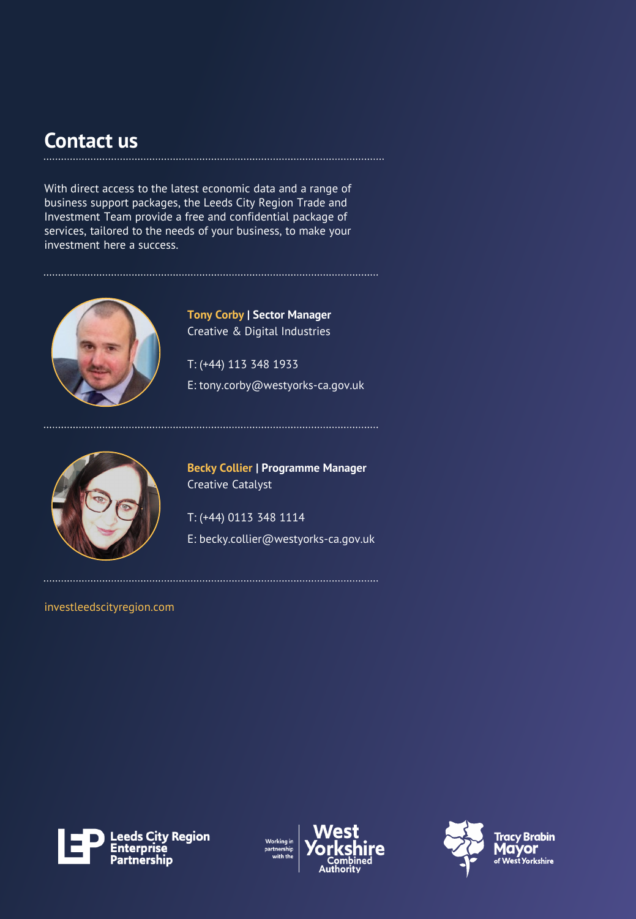## Contact us

With direct access to the latest economic data and a range of business support packages, the Leeds City Region Trade and Investment Team provide a free and confidential package of services, tailored to the needs of your business, to make your investment here a success.

**Tony Corby | Sector Manager**
Creative & Digital Industries

T: (+44) 113 348 1933
E: tony.corby@westyorks-ca.gov.uk

**Becky Collier | Programme Manager**
Creative Catalyst

T: (+44) 0113 348 1114
E: becky.collier@westyorks-ca.gov.uk

investleedscityregion.com

Leeds City Region Enterprise Partnership

Working in partnership with the West Yorkshire Combined Authority

Tracy Brabin Mayor of West Yorkshire